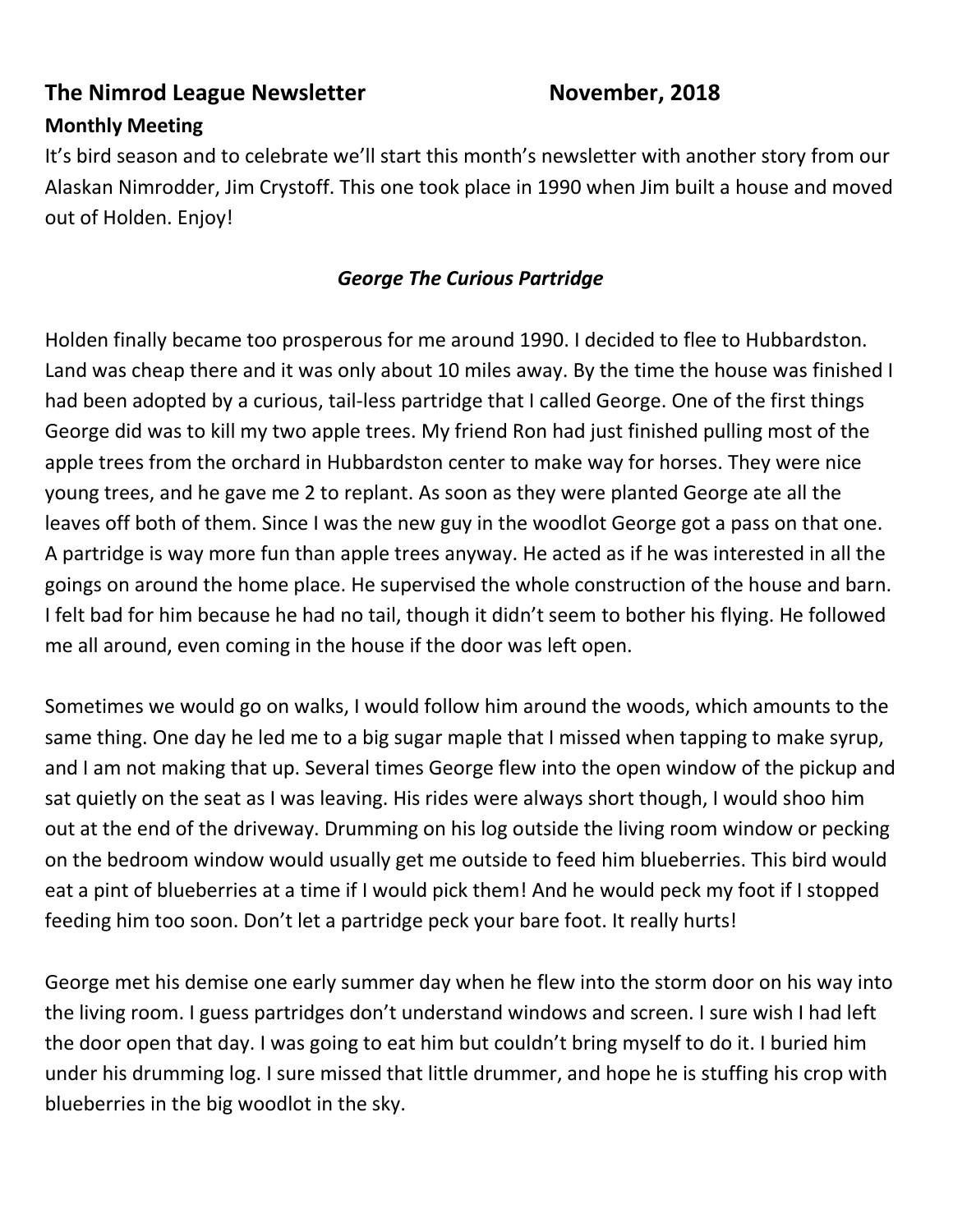**The Nimrod League Newsletter November, 2018**

**Monthly Meeting**

It's bird season and to celebrate we'll start this month's newsletter with another story from our Alaskan Nimrodder, Jim Crystoff. This one took place in 1990 when Jim built a house and moved out of Holden. Enjoy!

***George The Curious Partridge***

Holden finally became too prosperous for me around 1990. I decided to flee to Hubbardston. Land was cheap there and it was only about 10 miles away. By the time the house was finished I had been adopted by a curious, tail-less partridge that I called George. One of the first things George did was to kill my two apple trees. My friend Ron had just finished pulling most of the apple trees from the orchard in Hubbardston center to make way for horses. They were nice young trees, and he gave me 2 to replant. As soon as they were planted George ate all the leaves off both of them. Since I was the new guy in the woodlot George got a pass on that one. A partridge is way more fun than apple trees anyway. He acted as if he was interested in all the goings on around the home place. He supervised the whole construction of the house and barn. I felt bad for him because he had no tail, though it didn't seem to bother his flying. He followed me all around, even coming in the house if the door was left open.

Sometimes we would go on walks, I would follow him around the woods, which amounts to the same thing. One day he led me to a big sugar maple that I missed when tapping to make syrup, and I am not making that up. Several times George flew into the open window of the pickup and sat quietly on the seat as I was leaving. His rides were always short though, I would shoo him out at the end of the driveway. Drumming on his log outside the living room window or pecking on the bedroom window would usually get me outside to feed him blueberries. This bird would eat a pint of blueberries at a time if I would pick them! And he would peck my foot if I stopped feeding him too soon. Don't let a partridge peck your bare foot. It really hurts!

George met his demise one early summer day when he flew into the storm door on his way into the living room. I guess partridges don't understand windows and screen. I sure wish I had left the door open that day. I was going to eat him but couldn't bring myself to do it. I buried him under his drumming log. I sure missed that little drummer, and hope he is stuffing his crop with blueberries in the big woodlot in the sky.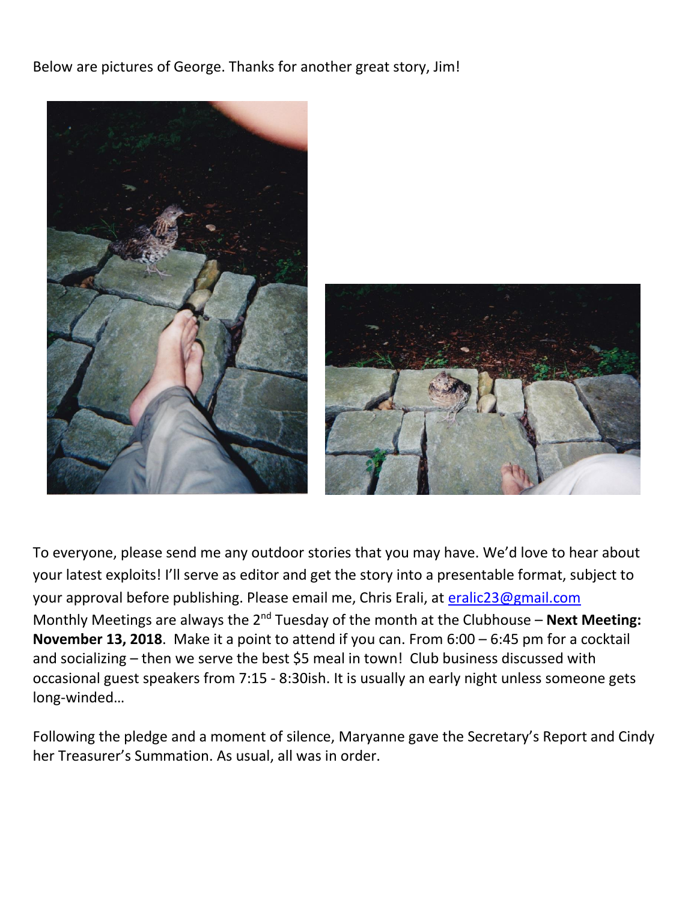Below are pictures of George. Thanks for another great story, Jim!

To everyone, please send me any outdoor stories that you may have. We'd love to hear about your latest exploits! I'll serve as editor and get the story into a presentable format, subject to your approval before publishing. Please email me, Chris Erali, at eralic23@gmail.com

Monthly Meetings are always the 2nd Tuesday of the month at the Clubhouse – **Next Meeting: November 13, 2018**. Make it a point to attend if you can. From 6:00 – 6:45 pm for a cocktail and socializing – then we serve the best $5 meal in town! Club business discussed with occasional guest speakers from 7:15 - 8:30ish. It is usually an early night unless someone gets long-winded…

Following the pledge and a moment of silence, Maryanne gave the Secretary's Report and Cindy her Treasurer's Summation. As usual, all was in order.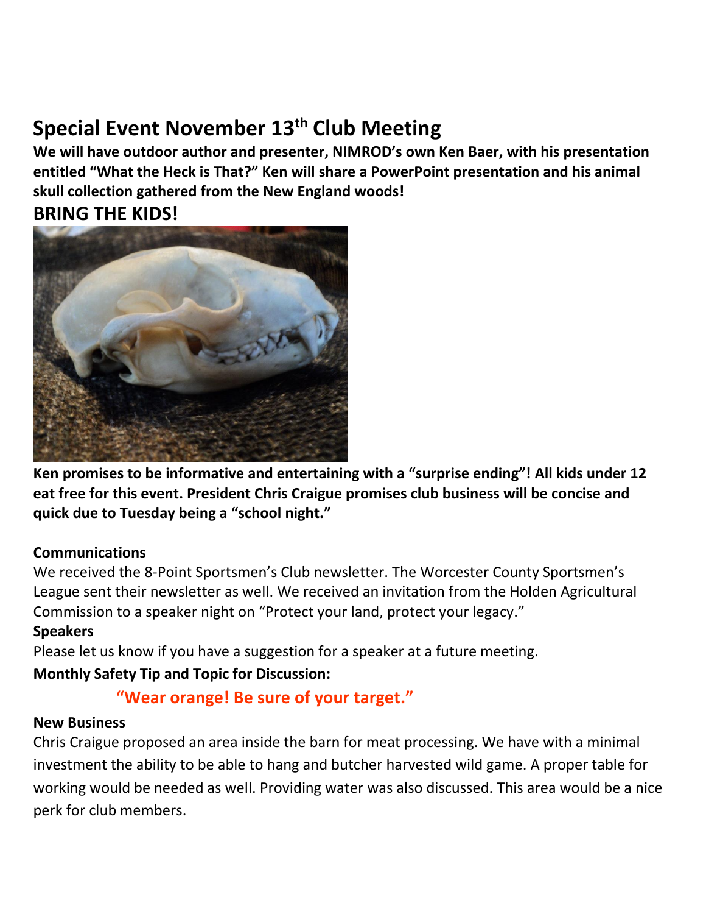## Special Event November 13th Club Meeting

**We will have outdoor author and presenter, NIMROD's own Ken Baer, with his presentation entitled "What the Heck is That?" Ken will share a PowerPoint presentation and his animal skull collection gathered from the New England woods!**

## BRING THE KIDS!

**Ken promises to be informative and entertaining with a "surprise ending"! All kids under 12 eat free for this event. President Chris Craigue promises club business will be concise and quick due to Tuesday being a "school night."**

**Communications**

We received the 8-Point Sportsmen's Club newsletter. The Worcester County Sportsmen's League sent their newsletter as well. We received an invitation from the Holden Agricultural Commission to a speaker night on "Protect your land, protect your legacy."

**Speakers**

Please let us know if you have a suggestion for a speaker at a future meeting.

**Monthly Safety Tip and Topic for Discussion:**

**"Wear orange! Be sure of your target."**

**New Business**

Chris Craigue proposed an area inside the barn for meat processing. We have with a minimal investment the ability to be able to hang and butcher harvested wild game. A proper table for working would be needed as well. Providing water was also discussed. This area would be a nice perk for club members.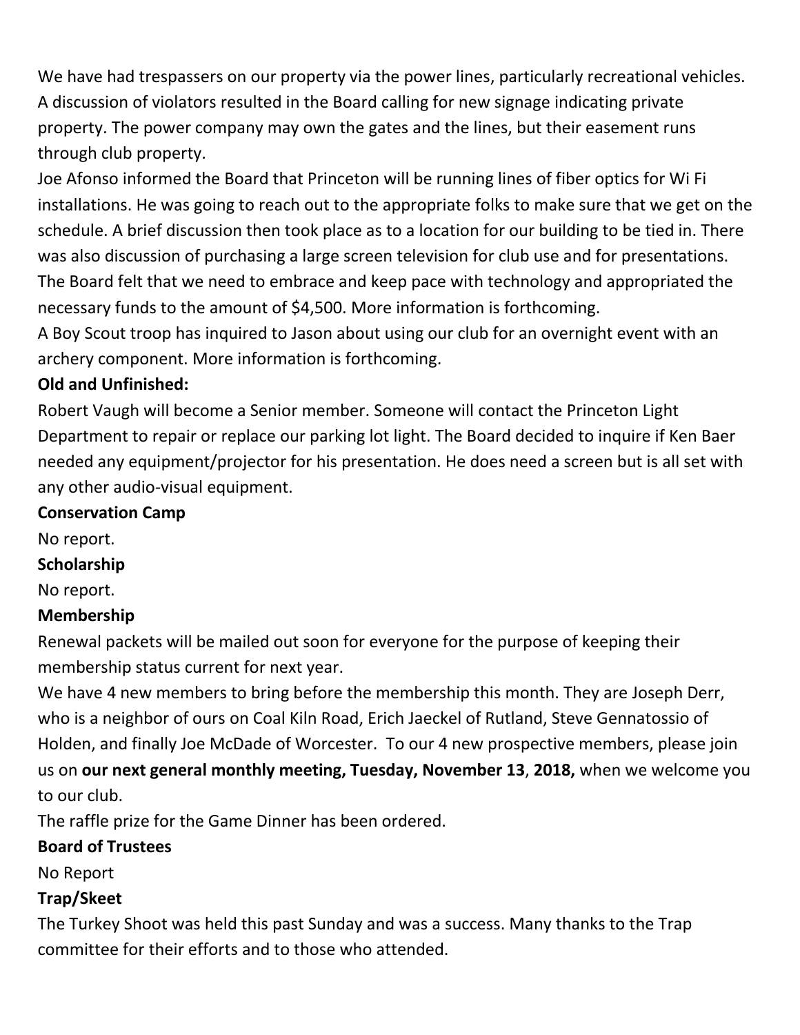We have had trespassers on our property via the power lines, particularly recreational vehicles. A discussion of violators resulted in the Board calling for new signage indicating private property. The power company may own the gates and the lines, but their easement runs through club property.

Joe Afonso informed the Board that Princeton will be running lines of fiber optics for Wi Fi installations. He was going to reach out to the appropriate folks to make sure that we get on the schedule. A brief discussion then took place as to a location for our building to be tied in. There was also discussion of purchasing a large screen television for club use and for presentations. The Board felt that we need to embrace and keep pace with technology and appropriated the necessary funds to the amount of $4,500. More information is forthcoming.

A Boy Scout troop has inquired to Jason about using our club for an overnight event with an archery component. More information is forthcoming.

**Old and Unfinished:**

Robert Vaugh will become a Senior member. Someone will contact the Princeton Light Department to repair or replace our parking lot light. The Board decided to inquire if Ken Baer needed any equipment/projector for his presentation. He does need a screen but is all set with any other audio-visual equipment.

**Conservation Camp**

No report.

**Scholarship**

No report.

**Membership**

Renewal packets will be mailed out soon for everyone for the purpose of keeping their membership status current for next year.

We have 4 new members to bring before the membership this month. They are Joseph Derr, who is a neighbor of ours on Coal Kiln Road, Erich Jaeckel of Rutland, Steve Gennatossio of Holden, and finally Joe McDade of Worcester. To our 4 new prospective members, please join us on **our next general monthly meeting, Tuesday, November 13**, **2018,** when we welcome you to our club.

The raffle prize for the Game Dinner has been ordered.

**Board of Trustees**

No Report

**Trap/Skeet**

The Turkey Shoot was held this past Sunday and was a success. Many thanks to the Trap committee for their efforts and to those who attended.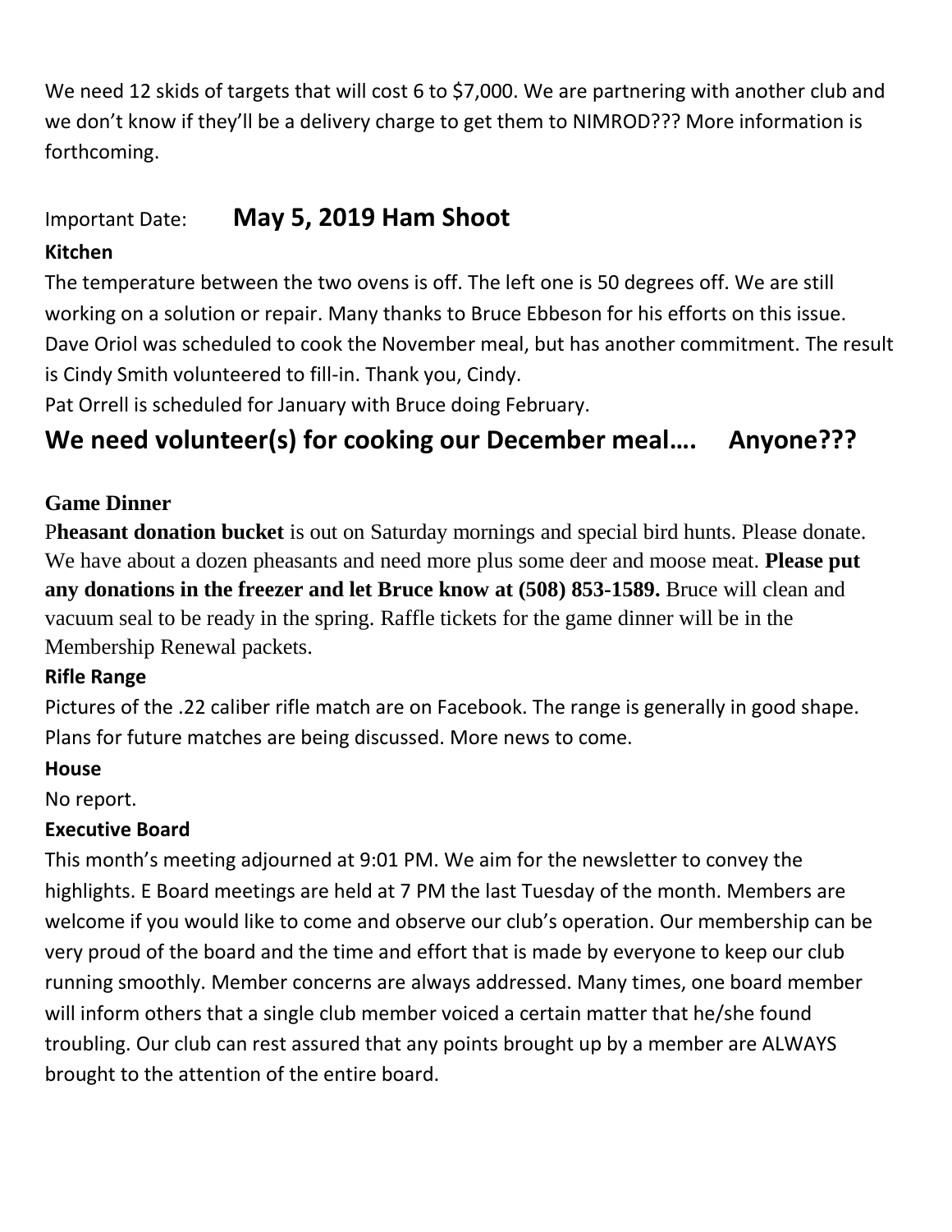We need 12 skids of targets that will cost 6 to $7,000. We are partnering with another club and we don't know if they'll be a delivery charge to get them to NIMROD??? More information is forthcoming.

Important Date: **May 5, 2019 Ham Shoot**

**Kitchen**

The temperature between the two ovens is off. The left one is 50 degrees off. We are still working on a solution or repair. Many thanks to Bruce Ebbeson for his efforts on this issue. Dave Oriol was scheduled to cook the November meal, but has another commitment. The result is Cindy Smith volunteered to fill-in. Thank you, Cindy.

Pat Orrell is scheduled for January with Bruce doing February.

## We need volunteer(s) for cooking our December meal…. Anyone???

**Game Dinner**

P**heasant donation bucket** is out on Saturday mornings and special bird hunts. Please donate. We have about a dozen pheasants and need more plus some deer and moose meat. **Please put any donations in the freezer and let Bruce know at (508) 853-1589.** Bruce will clean and vacuum seal to be ready in the spring. Raffle tickets for the game dinner will be in the Membership Renewal packets.

**Rifle Range**

Pictures of the .22 caliber rifle match are on Facebook. The range is generally in good shape. Plans for future matches are being discussed. More news to come.

**House**

No report.

**Executive Board**

This month's meeting adjourned at 9:01 PM. We aim for the newsletter to convey the highlights. E Board meetings are held at 7 PM the last Tuesday of the month. Members are welcome if you would like to come and observe our club's operation. Our membership can be very proud of the board and the time and effort that is made by everyone to keep our club running smoothly. Member concerns are always addressed. Many times, one board member will inform others that a single club member voiced a certain matter that he/she found troubling. Our club can rest assured that any points brought up by a member are ALWAYS brought to the attention of the entire board.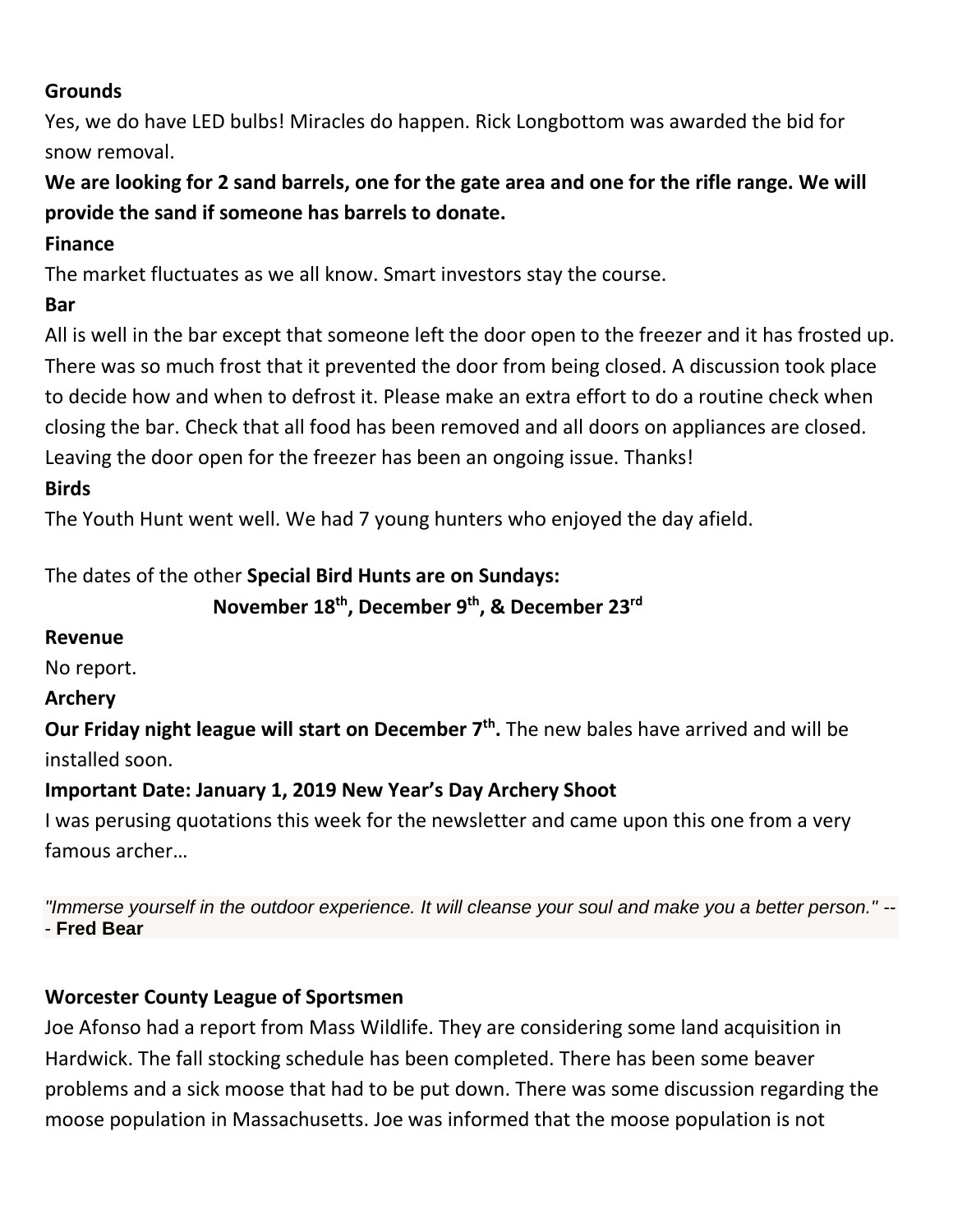**Grounds**

Yes, we do have LED bulbs! Miracles do happen. Rick Longbottom was awarded the bid for snow removal.

**We are looking for 2 sand barrels, one for the gate area and one for the rifle range. We will provide the sand if someone has barrels to donate.**

**Finance**

The market fluctuates as we all know. Smart investors stay the course.

**Bar**

All is well in the bar except that someone left the door open to the freezer and it has frosted up. There was so much frost that it prevented the door from being closed. A discussion took place to decide how and when to defrost it. Please make an extra effort to do a routine check when closing the bar. Check that all food has been removed and all doors on appliances are closed. Leaving the door open for the freezer has been an ongoing issue. Thanks!

**Birds**

The Youth Hunt went well. We had 7 young hunters who enjoyed the day afield.

The dates of the other **Special Bird Hunts are on Sundays:**

**November 18th, December 9th, & December 23rd**

**Revenue**

No report.

**Archery**

**Our Friday night league will start on December 7th.** The new bales have arrived and will be installed soon.

**Important Date: January 1, 2019 New Year's Day Archery Shoot**

I was perusing quotations this week for the newsletter and came upon this one from a very famous archer…

*"Immerse yourself in the outdoor experience. It will cleanse your soul and make you a better person."* --- **Fred Bear**

**Worcester County League of Sportsmen**

Joe Afonso had a report from Mass Wildlife. They are considering some land acquisition in Hardwick. The fall stocking schedule has been completed. There has been some beaver problems and a sick moose that had to be put down. There was some discussion regarding the moose population in Massachusetts. Joe was informed that the moose population is not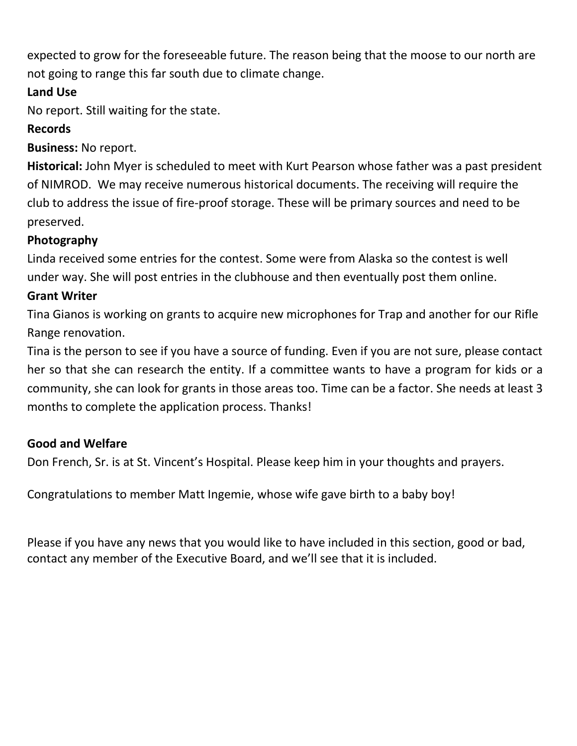expected to grow for the foreseeable future. The reason being that the moose to our north are not going to range this far south due to climate change.

**Land Use**

No report. Still waiting for the state.

**Records**

**Business:** No report.

**Historical:** John Myer is scheduled to meet with Kurt Pearson whose father was a past president of NIMROD. We may receive numerous historical documents. The receiving will require the club to address the issue of fire-proof storage. These will be primary sources and need to be preserved.

**Photography**

Linda received some entries for the contest. Some were from Alaska so the contest is well under way. She will post entries in the clubhouse and then eventually post them online.

**Grant Writer**

Tina Gianos is working on grants to acquire new microphones for Trap and another for our Rifle Range renovation.

Tina is the person to see if you have a source of funding. Even if you are not sure, please contact her so that she can research the entity. If a committee wants to have a program for kids or a community, she can look for grants in those areas too. Time can be a factor. She needs at least 3 months to complete the application process. Thanks!

**Good and Welfare**

Don French, Sr. is at St. Vincent's Hospital. Please keep him in your thoughts and prayers.

Congratulations to member Matt Ingemie, whose wife gave birth to a baby boy!

Please if you have any news that you would like to have included in this section, good or bad, contact any member of the Executive Board, and we'll see that it is included.